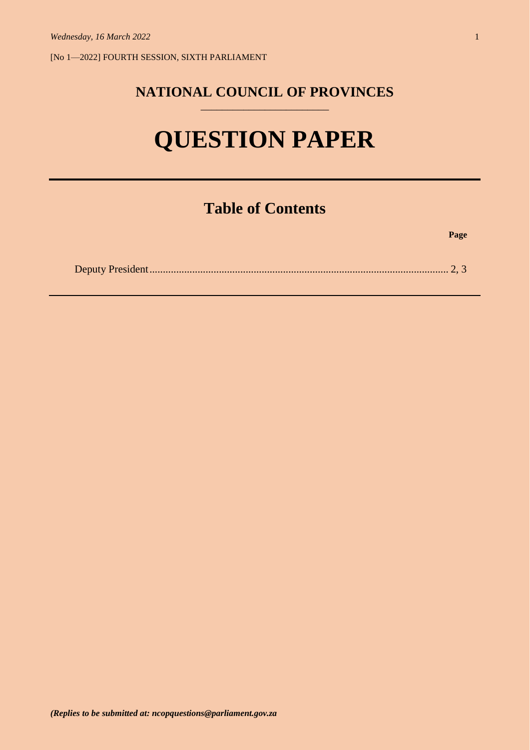*Wednesday, 16 March 2022*

[No 1—2022] FOURTH SESSION, SIXTH PARLIAMENT

## NATIONAL COUNCIL OF PROVINCES

# QUESTION PAPER

## Table of Contents

| | Page |
|---|---|
| Deputy President | 2, 3 |

***(Replies to be submitted at: ncopquestions@parliament.gov.za***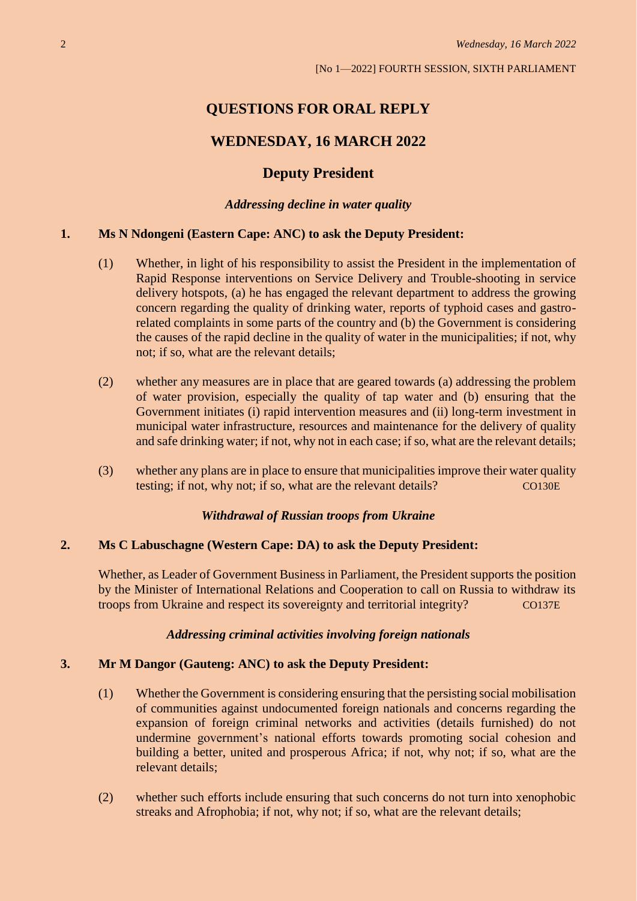[No 1—2022] FOURTH SESSION, SIXTH PARLIAMENT

# QUESTIONS FOR ORAL REPLY

## WEDNESDAY, 16 MARCH 2022

## Deputy President

*Addressing decline in water quality*

**1. Ms N Ndongeni (Eastern Cape: ANC) to ask the Deputy President:**

(1) Whether, in light of his responsibility to assist the President in the implementation of Rapid Response interventions on Service Delivery and Trouble-shooting in service delivery hotspots, (a) he has engaged the relevant department to address the growing concern regarding the quality of drinking water, reports of typhoid cases and gastro-related complaints in some parts of the country and (b) the Government is considering the causes of the rapid decline in the quality of water in the municipalities; if not, why not; if so, what are the relevant details;

(2) whether any measures are in place that are geared towards (a) addressing the problem of water provision, especially the quality of tap water and (b) ensuring that the Government initiates (i) rapid intervention measures and (ii) long-term investment in municipal water infrastructure, resources and maintenance for the delivery of quality and safe drinking water; if not, why not in each case; if so, what are the relevant details;

(3) whether any plans are in place to ensure that municipalities improve their water quality testing; if not, why not; if so, what are the relevant details? CO130E

*Withdrawal of Russian troops from Ukraine*

**2. Ms C Labuschagne (Western Cape: DA) to ask the Deputy President:**

Whether, as Leader of Government Business in Parliament, the President supports the position by the Minister of International Relations and Cooperation to call on Russia to withdraw its troops from Ukraine and respect its sovereignty and territorial integrity? CO137E

*Addressing criminal activities involving foreign nationals*

**3. Mr M Dangor (Gauteng: ANC) to ask the Deputy President:**

(1) Whether the Government is considering ensuring that the persisting social mobilisation of communities against undocumented foreign nationals and concerns regarding the expansion of foreign criminal networks and activities (details furnished) do not undermine government's national efforts towards promoting social cohesion and building a better, united and prosperous Africa; if not, why not; if so, what are the relevant details;

(2) whether such efforts include ensuring that such concerns do not turn into xenophobic streaks and Afrophobia; if not, why not; if so, what are the relevant details;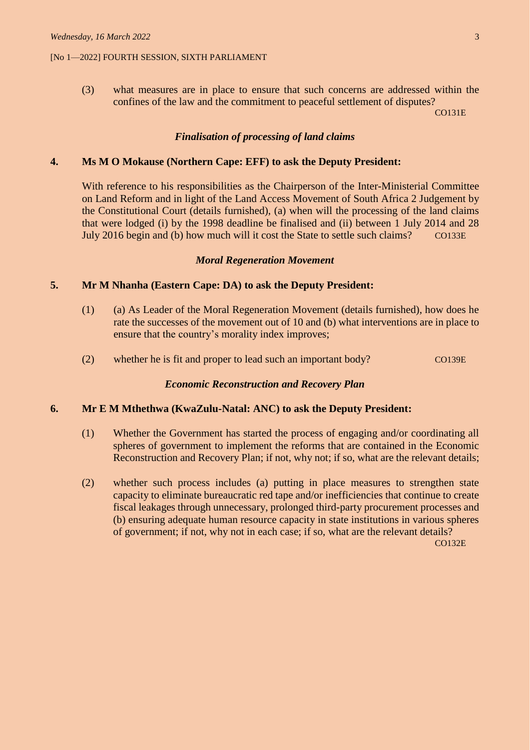(3) what measures are in place to ensure that such concerns are addressed within the confines of the law and the commitment to peaceful settlement of disputes?

CO131E

### *Finalisation of processing of land claims*

**4. Ms M O Mokause (Northern Cape: EFF) to ask the Deputy President:**

With reference to his responsibilities as the Chairperson of the Inter-Ministerial Committee on Land Reform and in light of the Land Access Movement of South Africa 2 Judgement by the Constitutional Court (details furnished), (a) when will the processing of the land claims that were lodged (i) by the 1998 deadline be finalised and (ii) between 1 July 2014 and 28 July 2016 begin and (b) how much will it cost the State to settle such claims? CO133E

### *Moral Regeneration Movement*

**5. Mr M Nhanha (Eastern Cape: DA) to ask the Deputy President:**

(1) (a) As Leader of the Moral Regeneration Movement (details furnished), how does he rate the successes of the movement out of 10 and (b) what interventions are in place to ensure that the country's morality index improves;

(2) whether he is fit and proper to lead such an important body? CO139E

### *Economic Reconstruction and Recovery Plan*

**6. Mr E M Mthethwa (KwaZulu-Natal: ANC) to ask the Deputy President:**

(1) Whether the Government has started the process of engaging and/or coordinating all spheres of government to implement the reforms that are contained in the Economic Reconstruction and Recovery Plan; if not, why not; if so, what are the relevant details;

(2) whether such process includes (a) putting in place measures to strengthen state capacity to eliminate bureaucratic red tape and/or inefficiencies that continue to create fiscal leakages through unnecessary, prolonged third-party procurement processes and (b) ensuring adequate human resource capacity in state institutions in various spheres of government; if not, why not in each case; if so, what are the relevant details?

CO132E